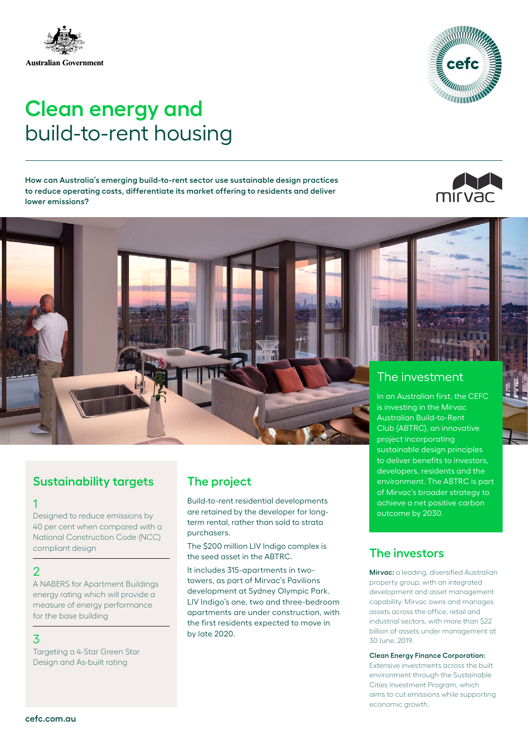Australian Government

# Clean energy and build-to-rent housing

**How can Australia's emerging build-to-rent sector use sustainable design practices to reduce operating costs, differentiate its market offering to residents and deliver lower emissions?**

## The investment

In an Australian first, the CEFC is investing in the Mirvac Australian Build-to-Rent Club (ABTRC), an innovative project incorporating sustainable design principles to deliver benefits to investors, developers, residents and the environment. The ABTRC is part of Mirvac's broader strategy to achieve a net positive carbon outcome by 2030.

## Sustainability targets

1

Designed to reduce emissions by 40 per cent when compared with a National Construction Code (NCC) compliant design

2

A NABERS for Apartment Buildings energy rating which will provide a measure of energy performance for the base building

3

Targeting a 4-Star Green Star Design and As-built rating

## The project

Build-to-rent residential developments are retained by the developer for long-term rental, rather than sold to strata purchasers.

The $200 million LIV Indigo complex is the seed asset in the ABTRC.

It includes 315-apartments in two-towers, as part of Mirvac's Pavilions development at Sydney Olympic Park. LIV Indigo's one, two and three-bedroom apartments are under construction, with the first residents expected to move in by late 2020.

## The investors

**Mirvac:** a leading, diversified Australian property group, with an integrated development and asset management capability. Mirvac owns and manages assets across the office, retail and industrial sectors, with more than $22 billion of assets under management at 30 June, 2019.

**Clean Energy Finance Corporation:** Extensive investments across the built environment through the Sustainable Cities Investment Program, which aims to cut emissions while supporting economic growth.

cefc.com.au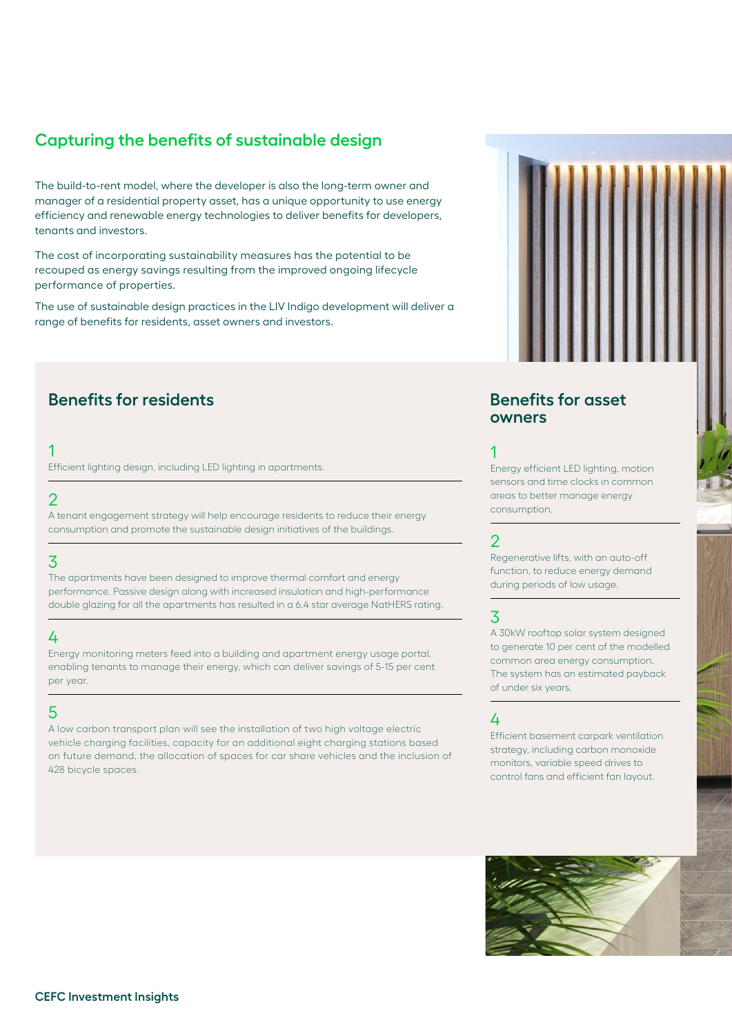## Capturing the benefits of sustainable design

The build-to-rent model, where the developer is also the long-term owner and manager of a residential property asset, has a unique opportunity to use energy efficiency and renewable energy technologies to deliver benefits for developers, tenants and investors.

The cost of incorporating sustainability measures has the potential to be recouped as energy savings resulting from the improved ongoing lifecycle performance of properties.

The use of sustainable design practices in the LIV Indigo development will deliver a range of benefits for residents, asset owners and investors.

### Benefits for residents

1
Efficient lighting design, including LED lighting in apartments.

2
A tenant engagement strategy will help encourage residents to reduce their energy consumption and promote the sustainable design initiatives of the buildings.

3
The apartments have been designed to improve thermal comfort and energy performance. Passive design along with increased insulation and high-performance double glazing for all the apartments has resulted in a 6.4 star average NatHERS rating.

4
Energy monitoring meters feed into a building and apartment energy usage portal, enabling tenants to manage their energy, which can deliver savings of 5-15 per cent per year.

5
A low carbon transport plan will see the installation of two high voltage electric vehicle charging facilities, capacity for an additional eight charging stations based on future demand, the allocation of spaces for car share vehicles and the inclusion of 428 bicycle spaces.

### Benefits for asset owners

1
Energy efficient LED lighting, motion sensors and time clocks in common areas to better manage energy consumption.

2
Regenerative lifts, with an auto-off function, to reduce energy demand during periods of low usage.

3
A 30kW rooftop solar system designed to generate 10 per cent of the modelled common area energy consumption. The system has an estimated payback of under six years.

4
Efficient basement carpark ventilation strategy, including carbon monoxide monitors, variable speed drives to control fans and efficient fan layout.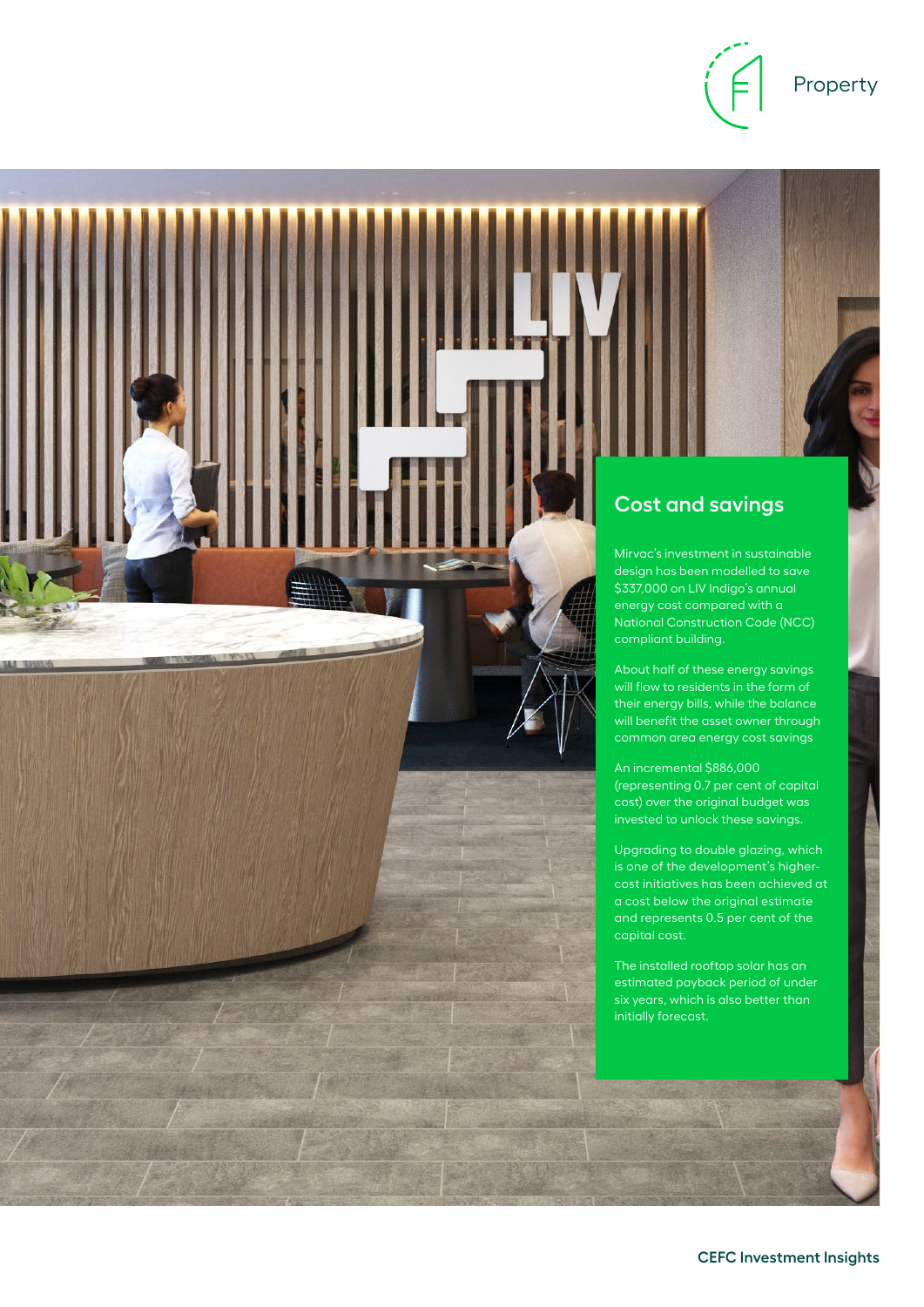## Cost and savings

Mirvac's investment in sustainable design has been modelled to save $337,000 on LIV Indigo's annual energy cost compared with a National Construction Code (NCC) compliant building.

About half of these energy savings will flow to residents in the form of their energy bills, while the balance will benefit the asset owner through common area energy cost savings

An incremental $886,000 (representing 0.7 per cent of capital cost) over the original budget was invested to unlock these savings.

Upgrading to double glazing, which is one of the development's higher-cost initiatives has been achieved at a cost below the original estimate and represents 0.5 per cent of the capital cost.

The installed rooftop solar has an estimated payback period of under six years, which is also better than initially forecast.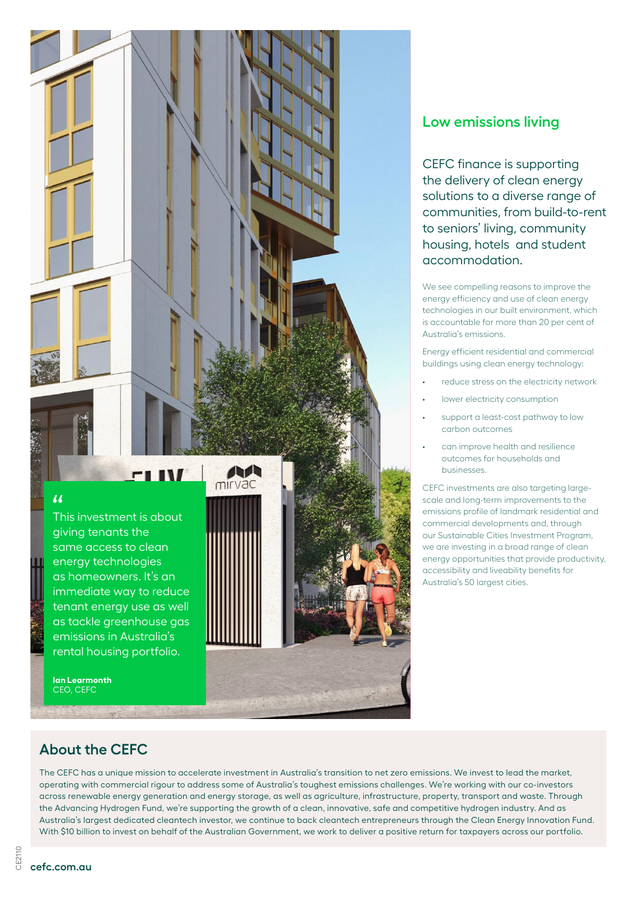> This investment is about giving tenants the same access to clean energy technologies as homeowners. It's an immediate way to reduce tenant energy use as well as tackle greenhouse gas emissions in Australia's rental housing portfolio.
>
> **Ian Learmonth**
> CEO, CEFC

## Low emissions living

CEFC finance is supporting the delivery of clean energy solutions to a diverse range of communities, from build-to-rent to seniors' living, community housing, hotels and student accommodation.

We see compelling reasons to improve the energy efficiency and use of clean energy technologies in our built environment, which is accountable for more than 20 per cent of Australia's emissions.

Energy efficient residential and commercial buildings using clean energy technology:

- reduce stress on the electricity network
- lower electricity consumption
- support a least-cost pathway to low carbon outcomes
- can improve health and resilience outcomes for households and businesses.

CEFC investments are also targeting large-scale and long-term improvements to the emissions profile of landmark residential and commercial developments and, through our Sustainable Cities Investment Program, we are investing in a broad range of clean energy opportunities that provide productivity, accessibility and liveability benefits for Australia's 50 largest cities.

## About the CEFC

The CEFC has a unique mission to accelerate investment in Australia's transition to net zero emissions. We invest to lead the market, operating with commercial rigour to address some of Australia's toughest emissions challenges. We're working with our co-investors across renewable energy generation and energy storage, as well as agriculture, infrastructure, property, transport and waste. Through the Advancing Hydrogen Fund, we're supporting the growth of a clean, innovative, safe and competitive hydrogen industry. And as Australia's largest dedicated cleantech investor, we continue to back cleantech entrepreneurs through the Clean Energy Innovation Fund. With $10 billion to invest on behalf of the Australian Government, we work to deliver a positive return for taxpayers across our portfolio.

**cefc.com.au**

CE2110